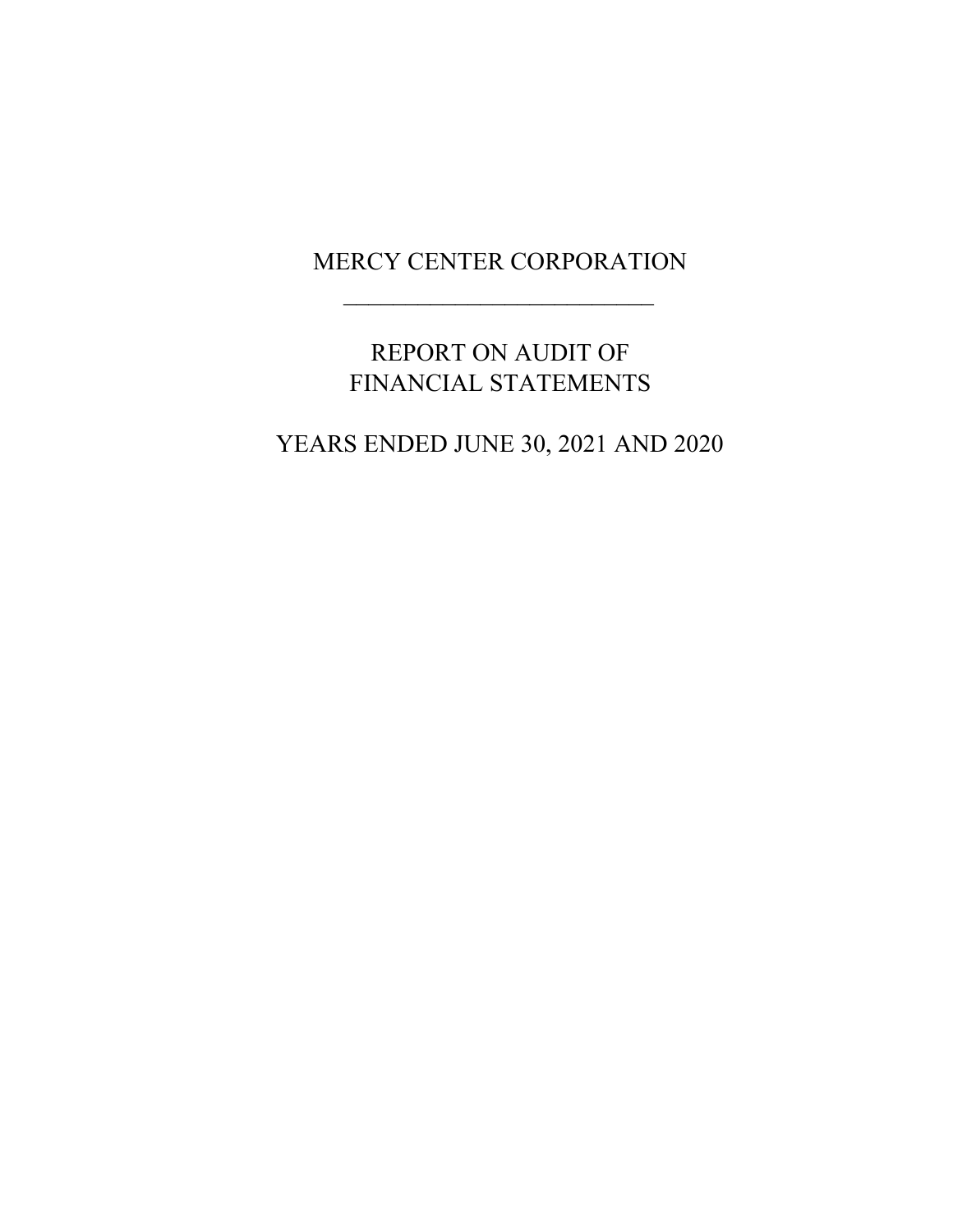# MERCY CENTER CORPORATION

---

## REPORT ON AUDIT OF FINANCIAL STATEMENTS

## YEARS ENDED JUNE 30, 2021 AND 2020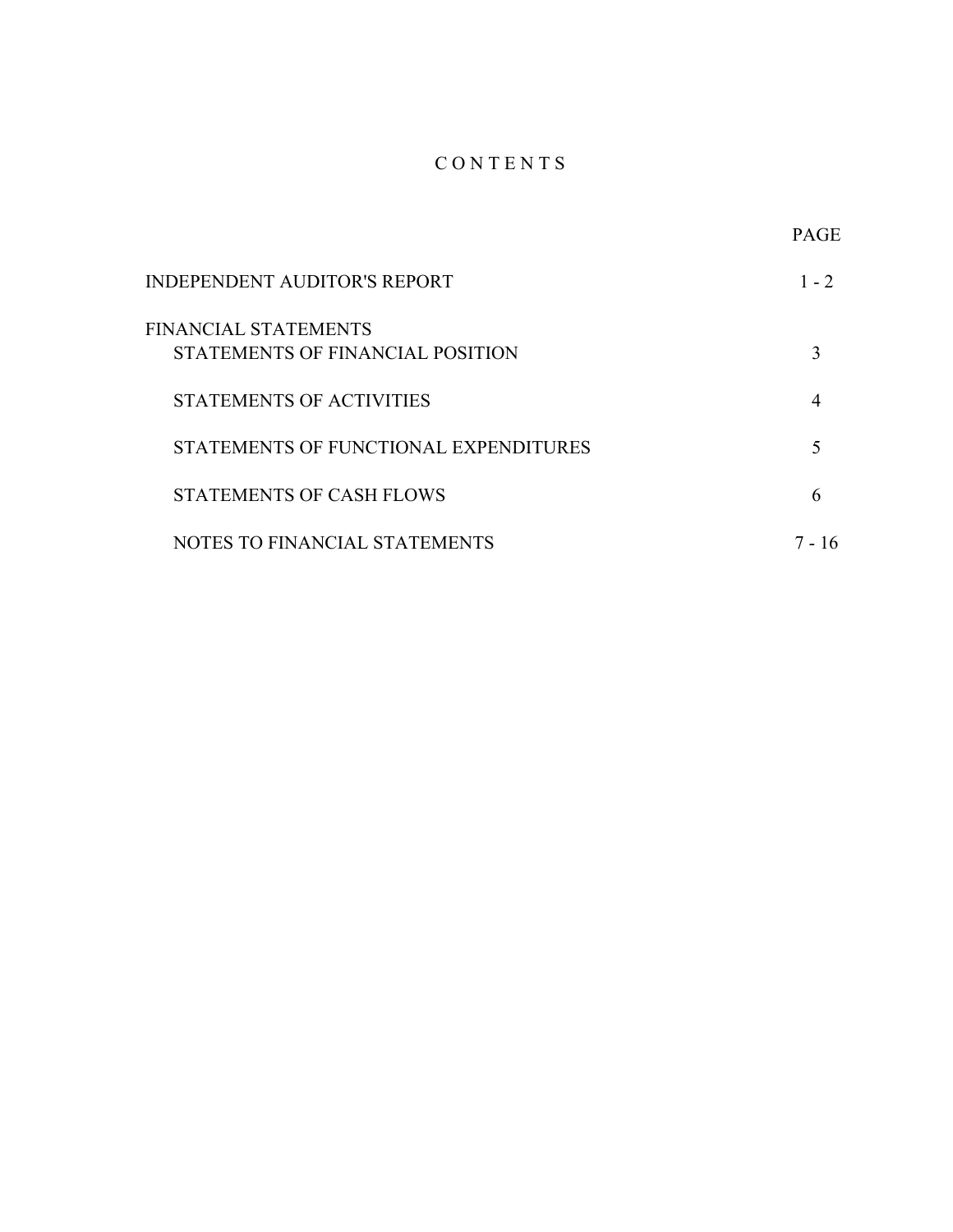# C O N T E N T S

| | PAGE |
|---|---|
| INDEPENDENT AUDITOR'S REPORT | 1 - 2 |
| FINANCIAL STATEMENTS | |
| STATEMENTS OF FINANCIAL POSITION | 3 |
| STATEMENTS OF ACTIVITIES | 4 |
| STATEMENTS OF FUNCTIONAL EXPENDITURES | 5 |
| STATEMENTS OF CASH FLOWS | 6 |
| NOTES TO FINANCIAL STATEMENTS | 7 - 16 |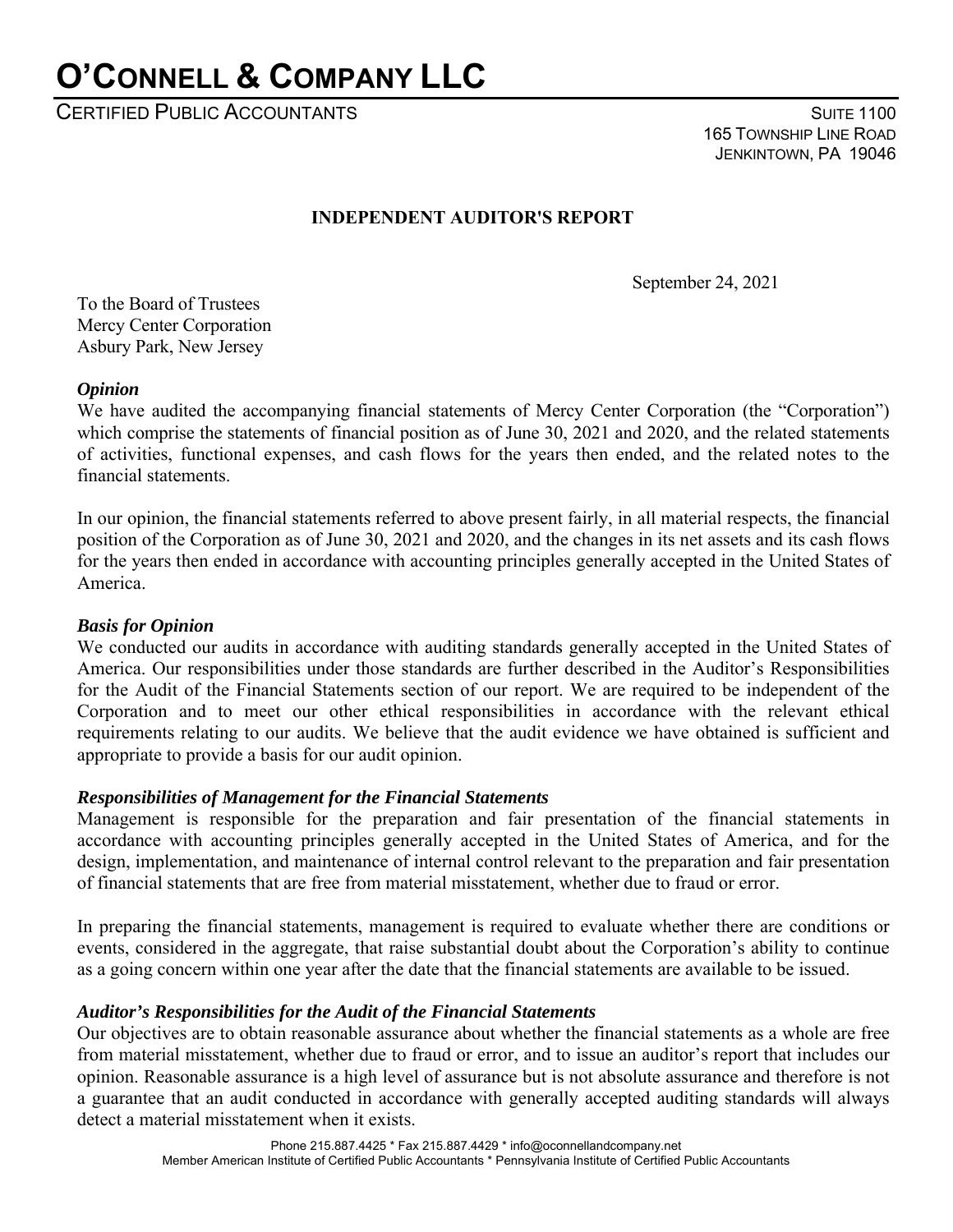# O'CONNELL & COMPANY LLC

CERTIFIED PUBLIC ACCOUNTANTS

SUITE 1100
165 TOWNSHIP LINE ROAD
JENKINTOWN, PA 19046

## INDEPENDENT AUDITOR'S REPORT

September 24, 2021

To the Board of Trustees
Mercy Center Corporation
Asbury Park, New Jersey

### *Opinion*

We have audited the accompanying financial statements of Mercy Center Corporation (the "Corporation") which comprise the statements of financial position as of June 30, 2021 and 2020, and the related statements of activities, functional expenses, and cash flows for the years then ended, and the related notes to the financial statements.

In our opinion, the financial statements referred to above present fairly, in all material respects, the financial position of the Corporation as of June 30, 2021 and 2020, and the changes in its net assets and its cash flows for the years then ended in accordance with accounting principles generally accepted in the United States of America.

### *Basis for Opinion*

We conducted our audits in accordance with auditing standards generally accepted in the United States of America. Our responsibilities under those standards are further described in the Auditor's Responsibilities for the Audit of the Financial Statements section of our report. We are required to be independent of the Corporation and to meet our other ethical responsibilities in accordance with the relevant ethical requirements relating to our audits. We believe that the audit evidence we have obtained is sufficient and appropriate to provide a basis for our audit opinion.

### *Responsibilities of Management for the Financial Statements*

Management is responsible for the preparation and fair presentation of the financial statements in accordance with accounting principles generally accepted in the United States of America, and for the design, implementation, and maintenance of internal control relevant to the preparation and fair presentation of financial statements that are free from material misstatement, whether due to fraud or error.

In preparing the financial statements, management is required to evaluate whether there are conditions or events, considered in the aggregate, that raise substantial doubt about the Corporation's ability to continue as a going concern within one year after the date that the financial statements are available to be issued.

### *Auditor's Responsibilities for the Audit of the Financial Statements*

Our objectives are to obtain reasonable assurance about whether the financial statements as a whole are free from material misstatement, whether due to fraud or error, and to issue an auditor's report that includes our opinion. Reasonable assurance is a high level of assurance but is not absolute assurance and therefore is not a guarantee that an audit conducted in accordance with generally accepted auditing standards will always detect a material misstatement when it exists.

Phone 215.887.4425 * Fax 215.887.4429 * info@oconnellandcompany.net
Member American Institute of Certified Public Accountants * Pennsylvania Institute of Certified Public Accountants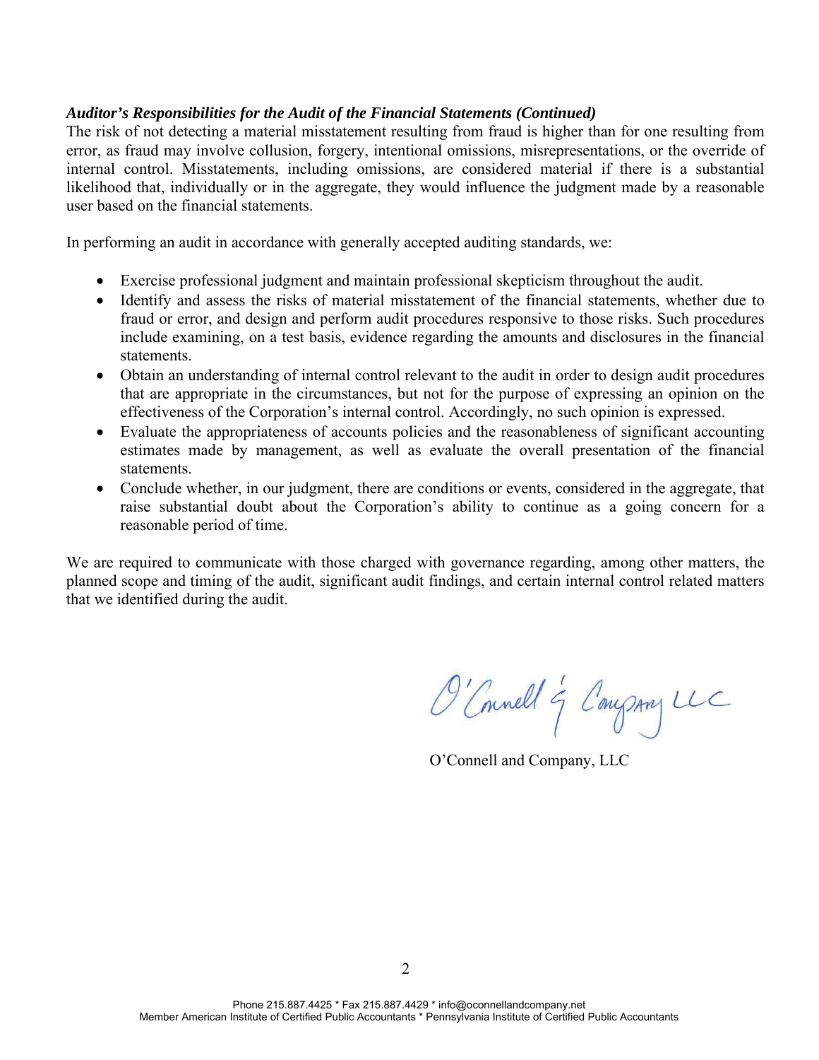***Auditor's Responsibilities for the Audit of the Financial Statements (Continued)***

The risk of not detecting a material misstatement resulting from fraud is higher than for one resulting from error, as fraud may involve collusion, forgery, intentional omissions, misrepresentations, or the override of internal control. Misstatements, including omissions, are considered material if there is a substantial likelihood that, individually or in the aggregate, they would influence the judgment made by a reasonable user based on the financial statements.

In performing an audit in accordance with generally accepted auditing standards, we:

- Exercise professional judgment and maintain professional skepticism throughout the audit.
- Identify and assess the risks of material misstatement of the financial statements, whether due to fraud or error, and design and perform audit procedures responsive to those risks. Such procedures include examining, on a test basis, evidence regarding the amounts and disclosures in the financial statements.
- Obtain an understanding of internal control relevant to the audit in order to design audit procedures that are appropriate in the circumstances, but not for the purpose of expressing an opinion on the effectiveness of the Corporation's internal control. Accordingly, no such opinion is expressed.
- Evaluate the appropriateness of accounts policies and the reasonableness of significant accounting estimates made by management, as well as evaluate the overall presentation of the financial statements.
- Conclude whether, in our judgment, there are conditions or events, considered in the aggregate, that raise substantial doubt about the Corporation's ability to continue as a going concern for a reasonable period of time.

We are required to communicate with those charged with governance regarding, among other matters, the planned scope and timing of the audit, significant audit findings, and certain internal control related matters that we identified during the audit.

O'Connell & Company LLC

O'Connell and Company, LLC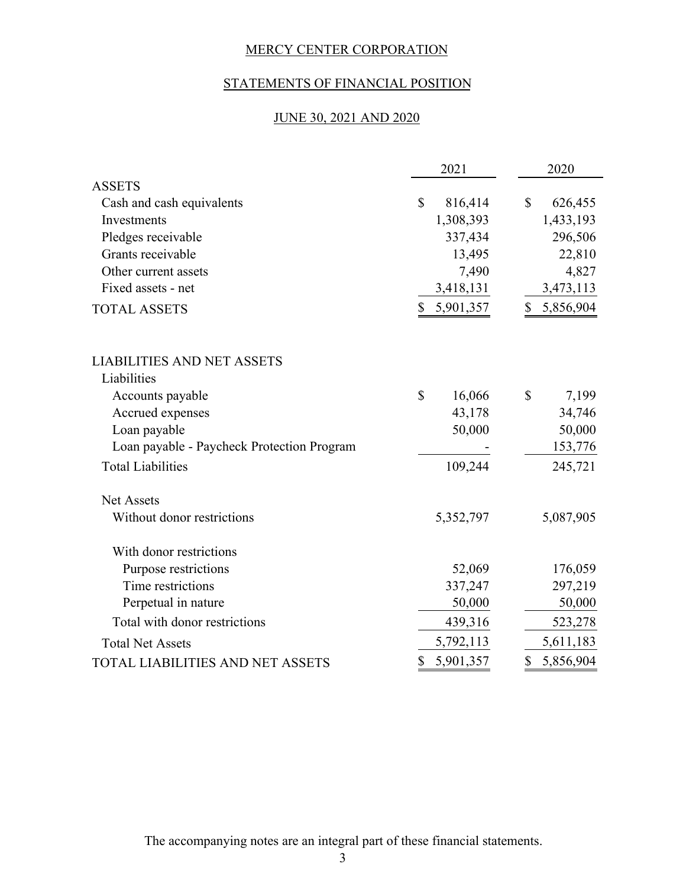# MERCY CENTER CORPORATION

## STATEMENTS OF FINANCIAL POSITION

### JUNE 30, 2021 AND 2020

| | 2021 | 2020 |
|---|---|---|
| ASSETS | | |
| Cash and cash equivalents | $ 816,414 | $ 626,455 |
| Investments | 1,308,393 | 1,433,193 |
| Pledges receivable | 337,434 | 296,506 |
| Grants receivable | 13,495 | 22,810 |
| Other current assets | 7,490 | 4,827 |
| Fixed assets - net | 3,418,131 | 3,473,113 |
| TOTAL ASSETS | $ 5,901,357 | $ 5,856,904 |
| | | |
| LIABILITIES AND NET ASSETS | | |
| Liabilities | | |
| Accounts payable | $ 16,066 | $ 7,199 |
| Accrued expenses | 43,178 | 34,746 |
| Loan payable | 50,000 | 50,000 |
| Loan payable - Paycheck Protection Program | - | 153,776 |
| Total Liabilities | 109,244 | 245,721 |
| | | |
| Net Assets | | |
| Without donor restrictions | 5,352,797 | 5,087,905 |
| | | |
| With donor restrictions | | |
| Purpose restrictions | 52,069 | 176,059 |
| Time restrictions | 337,247 | 297,219 |
| Perpetual in nature | 50,000 | 50,000 |
| Total with donor restrictions | 439,316 | 523,278 |
| Total Net Assets | 5,792,113 | 5,611,183 |
| TOTAL LIABILITIES AND NET ASSETS | $ 5,901,357 | $ 5,856,904 |

The accompanying notes are an integral part of these financial statements.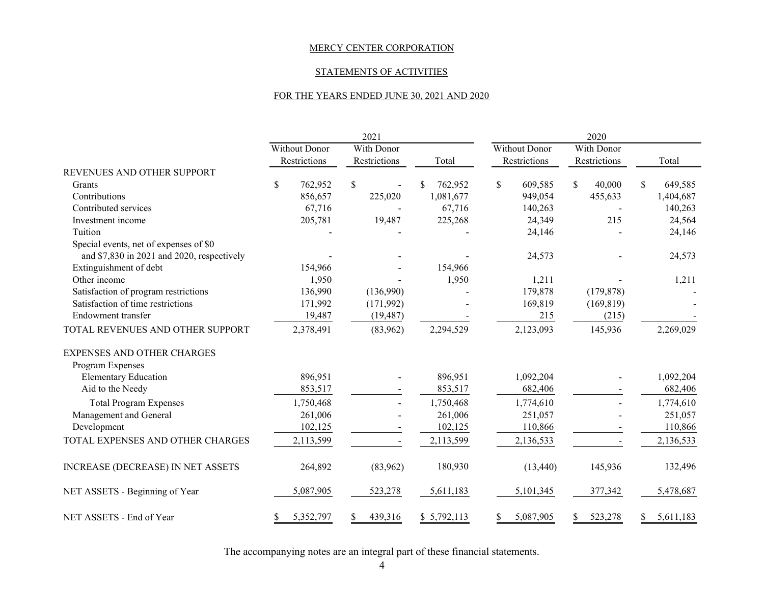MERCY CENTER CORPORATION

STATEMENTS OF ACTIVITIES

FOR THE YEARS ENDED JUNE 30, 2021 AND 2020

| | 2021 | | | 2020 | | |
|---|---|---|---|---|---|---|
| | Without Donor Restrictions | With Donor Restrictions | Total | Without Donor Restrictions | With Donor Restrictions | Total |
| REVENUES AND OTHER SUPPORT | | | | | | |
| Grants | $ 762,952 | $ - | $ 762,952 | $ 609,585 | $ 40,000 | $ 649,585 |
| Contributions | 856,657 | 225,020 | 1,081,677 | 949,054 | 455,633 | 1,404,687 |
| Contributed services | 67,716 | - | 67,716 | 140,263 | - | 140,263 |
| Investment income | 205,781 | 19,487 | 225,268 | 24,349 | 215 | 24,564 |
| Tuition | - | - | - | 24,146 | - | 24,146 |
| Special events, net of expenses of $0 and $7,830 in 2021 and 2020, respectively | - | - | - | 24,573 | - | 24,573 |
| Extinguishment of debt | 154,966 | - | 154,966 | | | |
| Other income | 1,950 | - | 1,950 | 1,211 | - | 1,211 |
| Satisfaction of program restrictions | 136,990 | (136,990) | - | 179,878 | (179,878) | - |
| Satisfaction of time restrictions | 171,992 | (171,992) | - | 169,819 | (169,819) | - |
| Endowment transfer | 19,487 | (19,487) | - | 215 | (215) | - |
| TOTAL REVENUES AND OTHER SUPPORT | 2,378,491 | (83,962) | 2,294,529 | 2,123,093 | 145,936 | 2,269,029 |
| EXPENSES AND OTHER CHARGES | | | | | | |
| Program Expenses | | | | | | |
| Elementary Education | 896,951 | - | 896,951 | 1,092,204 | - | 1,092,204 |
| Aid to the Needy | 853,517 | - | 853,517 | 682,406 | - | 682,406 |
| Total Program Expenses | 1,750,468 | - | 1,750,468 | 1,774,610 | - | 1,774,610 |
| Management and General | 261,006 | - | 261,006 | 251,057 | - | 251,057 |
| Development | 102,125 | - | 102,125 | 110,866 | - | 110,866 |
| TOTAL EXPENSES AND OTHER CHARGES | 2,113,599 | - | 2,113,599 | 2,136,533 | - | 2,136,533 |
| INCREASE (DECREASE) IN NET ASSETS | 264,892 | (83,962) | 180,930 | (13,440) | 145,936 | 132,496 |
| NET ASSETS - Beginning of Year | 5,087,905 | 523,278 | 5,611,183 | 5,101,345 | 377,342 | 5,478,687 |
| NET ASSETS - End of Year | $ 5,352,797 | $ 439,316 | $ 5,792,113 | $ 5,087,905 | $ 523,278 | $ 5,611,183 |

The accompanying notes are an integral part of these financial statements.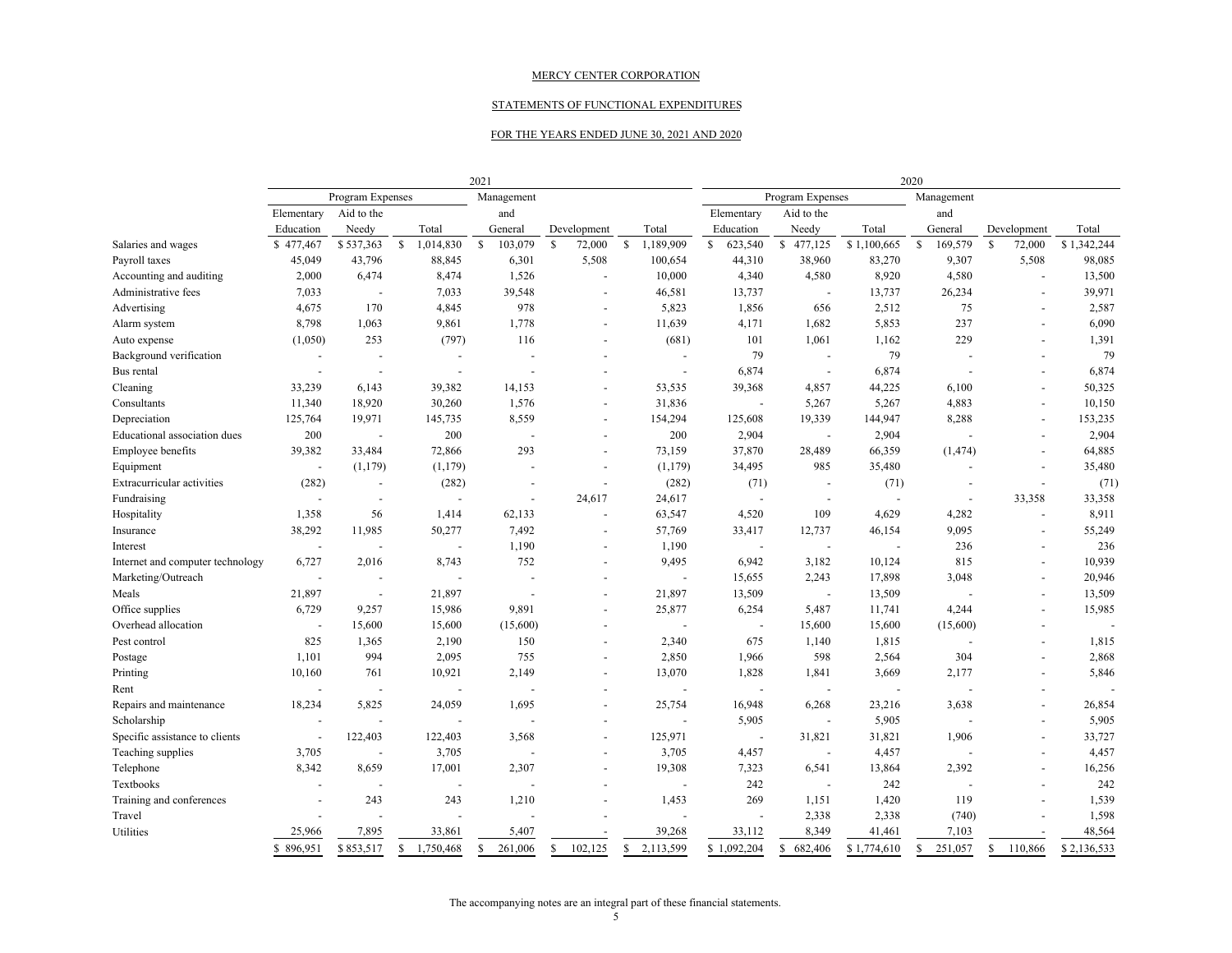MERCY CENTER CORPORATION

STATEMENTS OF FUNCTIONAL EXPENDITURES

FOR THE YEARS ENDED JUNE 30, 2021 AND 2020

| | 2021 | | | | | | 2020 | | | | | |
|---|---|---|---|---|---|---|---|---|---|---|---|---|
| | Program Expenses | | | Management and General | Development | Total | Program Expenses | | | Management and General | Development | Total |
| | Elementary Education | Aid to the Needy | Total | | | | Elementary Education | Aid to the Needy | Total | | | |
| Salaries and wages | $ 477,467 | $ 537,363 | $ 1,014,830 | $ 103,079 | $ 72,000 | $ 1,189,909 | $ 623,540 | $ 477,125 | $ 1,100,665 | $ 169,579 | $ 72,000 | $ 1,342,244 |
| Payroll taxes | 45,049 | 43,796 | 88,845 | 6,301 | 5,508 | 100,654 | 44,310 | 38,960 | 83,270 | 9,307 | 5,508 | 98,085 |
| Accounting and auditing | 2,000 | 6,474 | 8,474 | 1,526 | - | 10,000 | 4,340 | 4,580 | 8,920 | 4,580 | - | 13,500 |
| Administrative fees | 7,033 | - | 7,033 | 39,548 | - | 46,581 | 13,737 | - | 13,737 | 26,234 | - | 39,971 |
| Advertising | 4,675 | 170 | 4,845 | 978 | - | 5,823 | 1,856 | 656 | 2,512 | 75 | - | 2,587 |
| Alarm system | 8,798 | 1,063 | 9,861 | 1,778 | - | 11,639 | 4,171 | 1,682 | 5,853 | 237 | - | 6,090 |
| Auto expense | (1,050) | 253 | (797) | 116 | - | (681) | 101 | 1,061 | 1,162 | 229 | - | 1,391 |
| Background verification | - | - | - | - | - | - | 79 | - | 79 | - | - | 79 |
| Bus rental | - | - | - | - | - | - | 6,874 | - | 6,874 | - | - | 6,874 |
| Cleaning | 33,239 | 6,143 | 39,382 | 14,153 | - | 53,535 | 39,368 | 4,857 | 44,225 | 6,100 | - | 50,325 |
| Consultants | 11,340 | 18,920 | 30,260 | 1,576 | - | 31,836 | - | 5,267 | 5,267 | 4,883 | - | 10,150 |
| Depreciation | 125,764 | 19,971 | 145,735 | 8,559 | - | 154,294 | 125,608 | 19,339 | 144,947 | 8,288 | - | 153,235 |
| Educational association dues | 200 | - | 200 | - | - | 200 | 2,904 | - | 2,904 | - | - | 2,904 |
| Employee benefits | 39,382 | 33,484 | 72,866 | 293 | - | 73,159 | 37,870 | 28,489 | 66,359 | (1,474) | - | 64,885 |
| Equipment | - | (1,179) | (1,179) | - | - | (1,179) | 34,495 | 985 | 35,480 | - | - | 35,480 |
| Extracurricular activities | (282) | - | (282) | - | - | (282) | (71) | - | (71) | - | - | (71) |
| Fundraising | - | - | - | - | 24,617 | 24,617 | - | - | - | - | 33,358 | 33,358 |
| Hospitality | 1,358 | 56 | 1,414 | 62,133 | - | 63,547 | 4,520 | 109 | 4,629 | 4,282 | - | 8,911 |
| Insurance | 38,292 | 11,985 | 50,277 | 7,492 | - | 57,769 | 33,417 | 12,737 | 46,154 | 9,095 | - | 55,249 |
| Interest | - | - | - | 1,190 | - | 1,190 | - | - | - | 236 | - | 236 |
| Internet and computer technology | 6,727 | 2,016 | 8,743 | 752 | - | 9,495 | 6,942 | 3,182 | 10,124 | 815 | - | 10,939 |
| Marketing/Outreach | - | - | - | - | - | - | 15,655 | 2,243 | 17,898 | 3,048 | - | 20,946 |
| Meals | 21,897 | - | 21,897 | - | - | 21,897 | 13,509 | - | 13,509 | - | - | 13,509 |
| Office supplies | 6,729 | 9,257 | 15,986 | 9,891 | - | 25,877 | 6,254 | 5,487 | 11,741 | 4,244 | - | 15,985 |
| Overhead allocation | - | 15,600 | 15,600 | (15,600) | - | - | - | 15,600 | 15,600 | (15,600) | - | - |
| Pest control | 825 | 1,365 | 2,190 | 150 | - | 2,340 | 675 | 1,140 | 1,815 | - | - | 1,815 |
| Postage | 1,101 | 994 | 2,095 | 755 | - | 2,850 | 1,966 | 598 | 2,564 | 304 | - | 2,868 |
| Printing | 10,160 | 761 | 10,921 | 2,149 | - | 13,070 | 1,828 | 1,841 | 3,669 | 2,177 | - | 5,846 |
| Rent | - | - | - | - | - | - | - | - | - | - | - | - |
| Repairs and maintenance | 18,234 | 5,825 | 24,059 | 1,695 | - | 25,754 | 16,948 | 6,268 | 23,216 | 3,638 | - | 26,854 |
| Scholarship | - | - | - | - | - | - | 5,905 | - | 5,905 | - | - | 5,905 |
| Specific assistance to clients | - | 122,403 | 122,403 | 3,568 | - | 125,971 | - | 31,821 | 31,821 | 1,906 | - | 33,727 |
| Teaching supplies | 3,705 | - | 3,705 | - | - | 3,705 | 4,457 | - | 4,457 | - | - | 4,457 |
| Telephone | 8,342 | 8,659 | 17,001 | 2,307 | - | 19,308 | 7,323 | 6,541 | 13,864 | 2,392 | - | 16,256 |
| Textbooks | - | - | - | - | - | - | 242 | - | 242 | - | - | 242 |
| Training and conferences | - | 243 | 243 | 1,210 | - | 1,453 | 269 | 1,151 | 1,420 | 119 | - | 1,539 |
| Travel | - | - | - | - | - | - | - | 2,338 | 2,338 | (740) | - | 1,598 |
| Utilities | 25,966 | 7,895 | 33,861 | 5,407 | - | 39,268 | 33,112 | 8,349 | 41,461 | 7,103 | - | 48,564 |
| | $ 896,951 | $ 853,517 | $ 1,750,468 | $ 261,006 | $ 102,125 | $ 2,113,599 | $ 1,092,204 | $ 682,406 | $ 1,774,610 | $ 251,057 | $ 110,866 | $ 2,136,533 |

The accompanying notes are an integral part of these financial statements.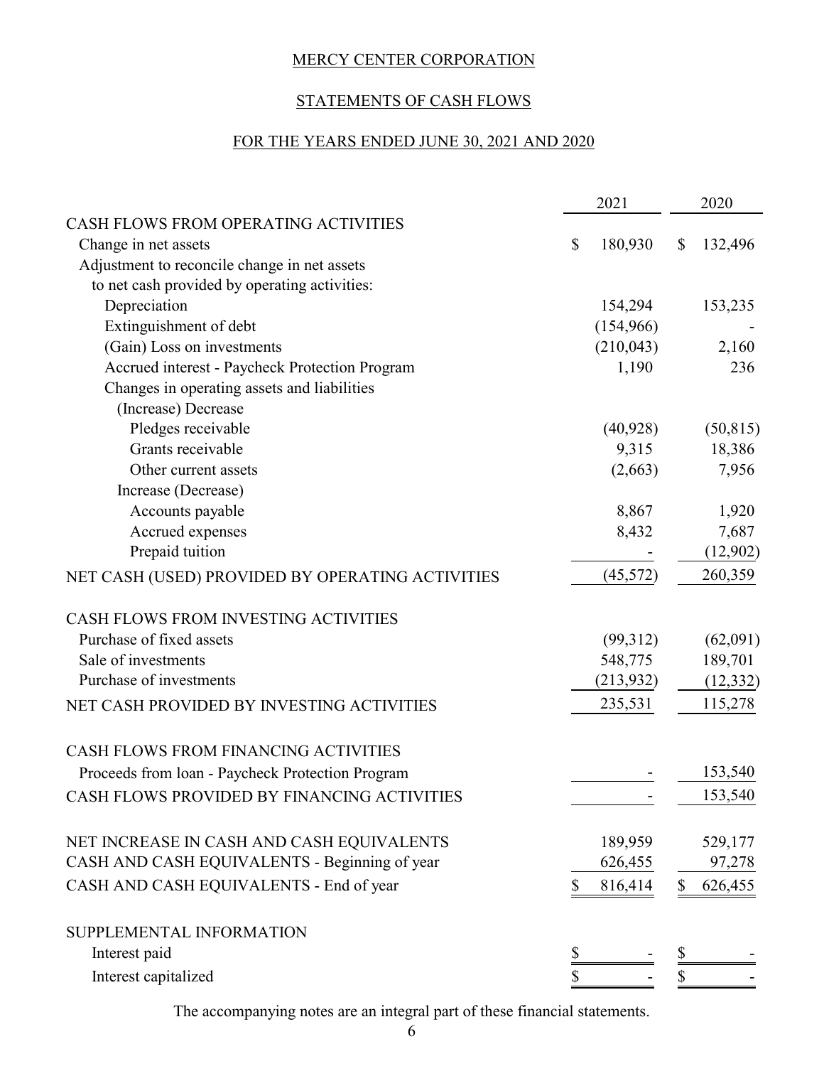MERCY CENTER CORPORATION

STATEMENTS OF CASH FLOWS

FOR THE YEARS ENDED JUNE 30, 2021 AND 2020

| | 2021 | 2020 |
|---|---|---|
| CASH FLOWS FROM OPERATING ACTIVITIES | | |
| Change in net assets | $ 180,930 | $ 132,496 |
| Adjustment to reconcile change in net assets to net cash provided by operating activities: | | |
| Depreciation | 154,294 | 153,235 |
| Extinguishment of debt | (154,966) | - |
| (Gain) Loss on investments | (210,043) | 2,160 |
| Accrued interest - Paycheck Protection Program | 1,190 | 236 |
| Changes in operating assets and liabilities | | |
| (Increase) Decrease | | |
| Pledges receivable | (40,928) | (50,815) |
| Grants receivable | 9,315 | 18,386 |
| Other current assets | (2,663) | 7,956 |
| Increase (Decrease) | | |
| Accounts payable | 8,867 | 1,920 |
| Accrued expenses | 8,432 | 7,687 |
| Prepaid tuition | - | (12,902) |
| NET CASH (USED) PROVIDED BY OPERATING ACTIVITIES | (45,572) | 260,359 |
| | | |
| CASH FLOWS FROM INVESTING ACTIVITIES | | |
| Purchase of fixed assets | (99,312) | (62,091) |
| Sale of investments | 548,775 | 189,701 |
| Purchase of investments | (213,932) | (12,332) |
| NET CASH PROVIDED BY INVESTING ACTIVITIES | 235,531 | 115,278 |
| | | |
| CASH FLOWS FROM FINANCING ACTIVITIES | | |
| Proceeds from loan - Paycheck Protection Program | - | 153,540 |
| CASH FLOWS PROVIDED BY FINANCING ACTIVITIES | - | 153,540 |
| | | |
| NET INCREASE IN CASH AND CASH EQUIVALENTS | 189,959 | 529,177 |
| CASH AND CASH EQUIVALENTS - Beginning of year | 626,455 | 97,278 |
| CASH AND CASH EQUIVALENTS - End of year | $ 816,414 | $ 626,455 |
| | | |
| SUPPLEMENTAL INFORMATION | | |
| Interest paid | $ - | $ - |
| Interest capitalized | $ - | $ - |

The accompanying notes are an integral part of these financial statements.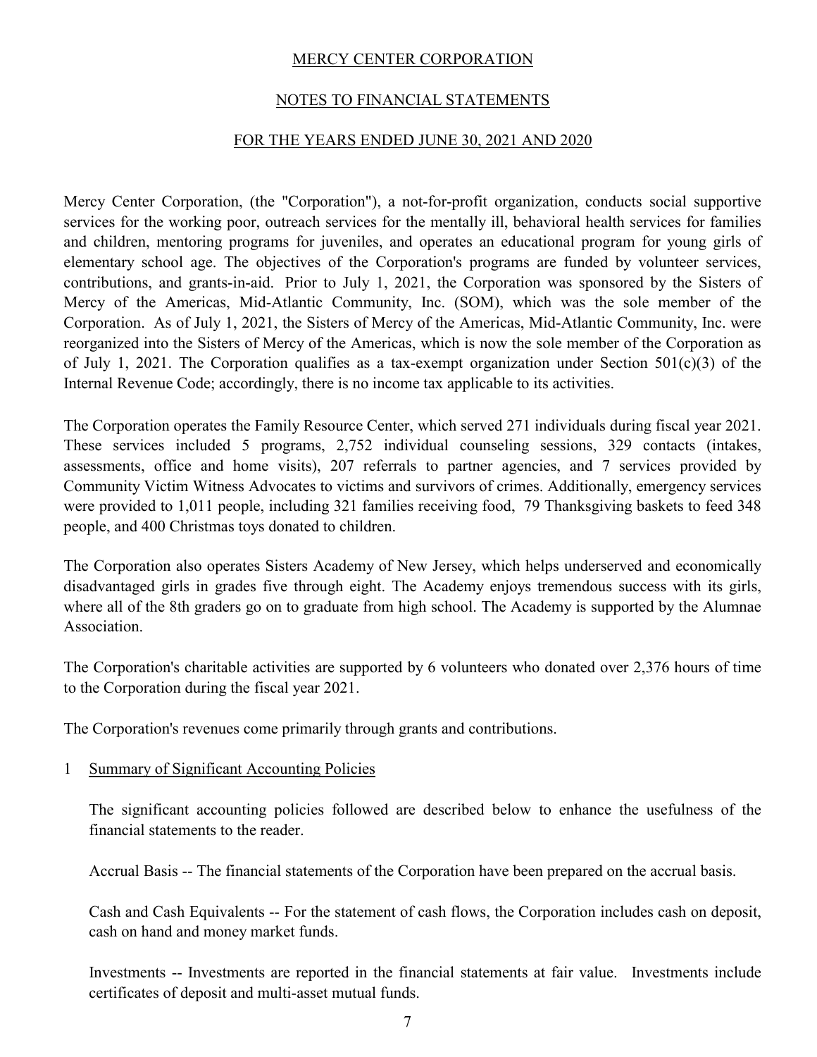# MERCY CENTER CORPORATION

## NOTES TO FINANCIAL STATEMENTS

## FOR THE YEARS ENDED JUNE 30, 2021 AND 2020

Mercy Center Corporation, (the "Corporation"), a not-for-profit organization, conducts social supportive services for the working poor, outreach services for the mentally ill, behavioral health services for families and children, mentoring programs for juveniles, and operates an educational program for young girls of elementary school age. The objectives of the Corporation's programs are funded by volunteer services, contributions, and grants-in-aid. Prior to July 1, 2021, the Corporation was sponsored by the Sisters of Mercy of the Americas, Mid-Atlantic Community, Inc. (SOM), which was the sole member of the Corporation. As of July 1, 2021, the Sisters of Mercy of the Americas, Mid-Atlantic Community, Inc. were reorganized into the Sisters of Mercy of the Americas, which is now the sole member of the Corporation as of July 1, 2021. The Corporation qualifies as a tax-exempt organization under Section 501(c)(3) of the Internal Revenue Code; accordingly, there is no income tax applicable to its activities.

The Corporation operates the Family Resource Center, which served 271 individuals during fiscal year 2021. These services included 5 programs, 2,752 individual counseling sessions, 329 contacts (intakes, assessments, office and home visits), 207 referrals to partner agencies, and 7 services provided by Community Victim Witness Advocates to victims and survivors of crimes. Additionally, emergency services were provided to 1,011 people, including 321 families receiving food, 79 Thanksgiving baskets to feed 348 people, and 400 Christmas toys donated to children.

The Corporation also operates Sisters Academy of New Jersey, which helps underserved and economically disadvantaged girls in grades five through eight. The Academy enjoys tremendous success with its girls, where all of the 8th graders go on to graduate from high school. The Academy is supported by the Alumnae Association.

The Corporation's charitable activities are supported by 6 volunteers who donated over 2,376 hours of time to the Corporation during the fiscal year 2021.

The Corporation's revenues come primarily through grants and contributions.

### 1 Summary of Significant Accounting Policies

The significant accounting policies followed are described below to enhance the usefulness of the financial statements to the reader.

Accrual Basis -- The financial statements of the Corporation have been prepared on the accrual basis.

Cash and Cash Equivalents -- For the statement of cash flows, the Corporation includes cash on deposit, cash on hand and money market funds.

Investments -- Investments are reported in the financial statements at fair value. Investments include certificates of deposit and multi-asset mutual funds.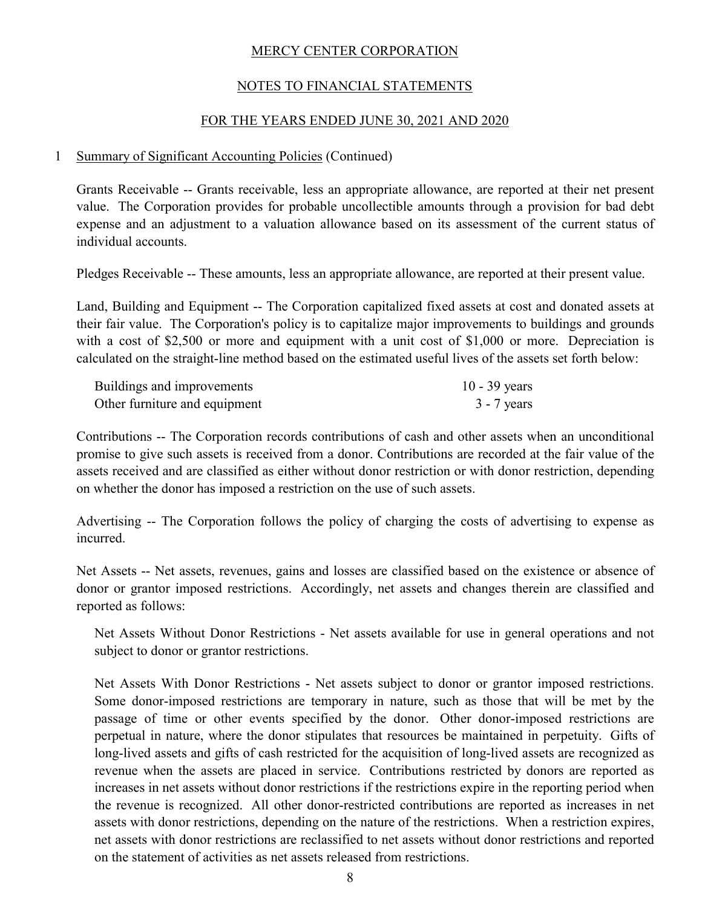MERCY CENTER CORPORATION

NOTES TO FINANCIAL STATEMENTS

FOR THE YEARS ENDED JUNE 30, 2021 AND 2020

1 Summary of Significant Accounting Policies (Continued)

Grants Receivable -- Grants receivable, less an appropriate allowance, are reported at their net present value. The Corporation provides for probable uncollectible amounts through a provision for bad debt expense and an adjustment to a valuation allowance based on its assessment of the current status of individual accounts.

Pledges Receivable -- These amounts, less an appropriate allowance, are reported at their present value.

Land, Building and Equipment -- The Corporation capitalized fixed assets at cost and donated assets at their fair value. The Corporation's policy is to capitalize major improvements to buildings and grounds with a cost of $2,500 or more and equipment with a unit cost of $1,000 or more. Depreciation is calculated on the straight-line method based on the estimated useful lives of the assets set forth below:

| | |
|---|---|
| Buildings and improvements | 10 - 39 years |
| Other furniture and equipment | 3 - 7 years |

Contributions -- The Corporation records contributions of cash and other assets when an unconditional promise to give such assets is received from a donor. Contributions are recorded at the fair value of the assets received and are classified as either without donor restriction or with donor restriction, depending on whether the donor has imposed a restriction on the use of such assets.

Advertising -- The Corporation follows the policy of charging the costs of advertising to expense as incurred.

Net Assets -- Net assets, revenues, gains and losses are classified based on the existence or absence of donor or grantor imposed restrictions. Accordingly, net assets and changes therein are classified and reported as follows:

Net Assets Without Donor Restrictions - Net assets available for use in general operations and not subject to donor or grantor restrictions.

Net Assets With Donor Restrictions - Net assets subject to donor or grantor imposed restrictions. Some donor-imposed restrictions are temporary in nature, such as those that will be met by the passage of time or other events specified by the donor. Other donor-imposed restrictions are perpetual in nature, where the donor stipulates that resources be maintained in perpetuity. Gifts of long-lived assets and gifts of cash restricted for the acquisition of long-lived assets are recognized as revenue when the assets are placed in service. Contributions restricted by donors are reported as increases in net assets without donor restrictions if the restrictions expire in the reporting period when the revenue is recognized. All other donor-restricted contributions are reported as increases in net assets with donor restrictions, depending on the nature of the restrictions. When a restriction expires, net assets with donor restrictions are reclassified to net assets without donor restrictions and reported on the statement of activities as net assets released from restrictions.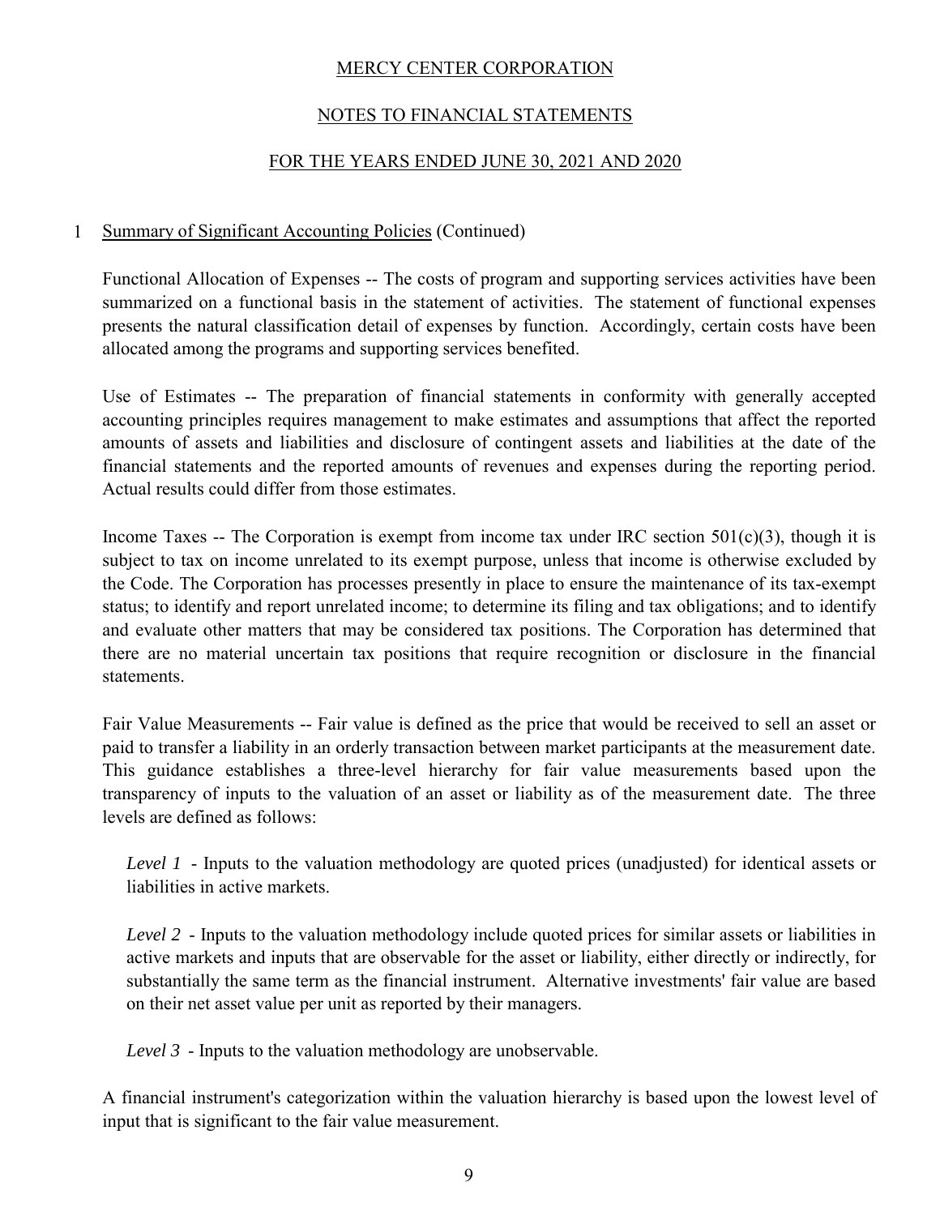MERCY CENTER CORPORATION

NOTES TO FINANCIAL STATEMENTS

FOR THE YEARS ENDED JUNE 30, 2021 AND 2020

1 Summary of Significant Accounting Policies (Continued)

Functional Allocation of Expenses -- The costs of program and supporting services activities have been summarized on a functional basis in the statement of activities. The statement of functional expenses presents the natural classification detail of expenses by function. Accordingly, certain costs have been allocated among the programs and supporting services benefited.

Use of Estimates -- The preparation of financial statements in conformity with generally accepted accounting principles requires management to make estimates and assumptions that affect the reported amounts of assets and liabilities and disclosure of contingent assets and liabilities at the date of the financial statements and the reported amounts of revenues and expenses during the reporting period. Actual results could differ from those estimates.

Income Taxes -- The Corporation is exempt from income tax under IRC section 501(c)(3), though it is subject to tax on income unrelated to its exempt purpose, unless that income is otherwise excluded by the Code. The Corporation has processes presently in place to ensure the maintenance of its tax-exempt status; to identify and report unrelated income; to determine its filing and tax obligations; and to identify and evaluate other matters that may be considered tax positions. The Corporation has determined that there are no material uncertain tax positions that require recognition or disclosure in the financial statements.

Fair Value Measurements -- Fair value is defined as the price that would be received to sell an asset or paid to transfer a liability in an orderly transaction between market participants at the measurement date. This guidance establishes a three-level hierarchy for fair value measurements based upon the transparency of inputs to the valuation of an asset or liability as of the measurement date. The three levels are defined as follows:

*Level 1* - Inputs to the valuation methodology are quoted prices (unadjusted) for identical assets or liabilities in active markets.

*Level 2* - Inputs to the valuation methodology include quoted prices for similar assets or liabilities in active markets and inputs that are observable for the asset or liability, either directly or indirectly, for substantially the same term as the financial instrument. Alternative investments' fair value are based on their net asset value per unit as reported by their managers.

*Level 3* - Inputs to the valuation methodology are unobservable.

A financial instrument's categorization within the valuation hierarchy is based upon the lowest level of input that is significant to the fair value measurement.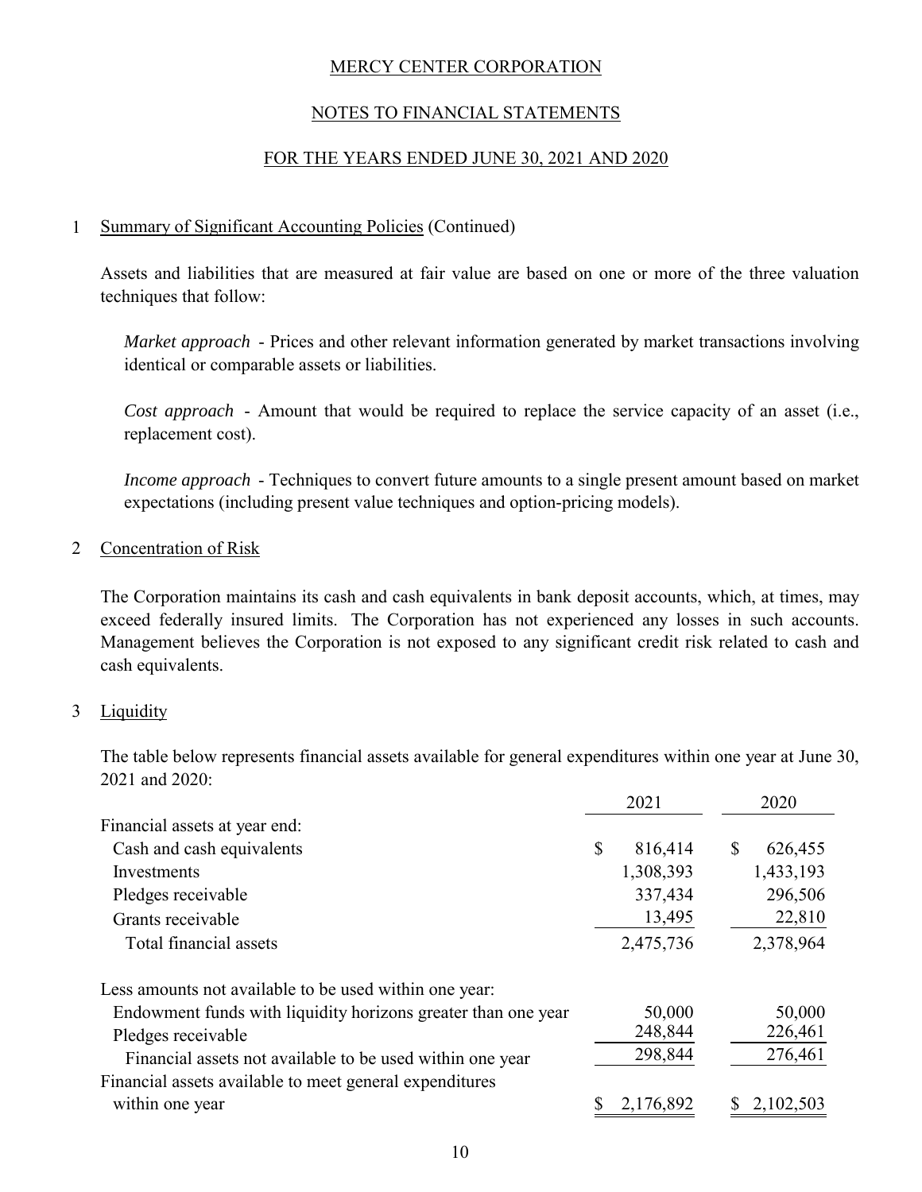MERCY CENTER CORPORATION

NOTES TO FINANCIAL STATEMENTS

FOR THE YEARS ENDED JUNE 30, 2021 AND 2020

## 1 Summary of Significant Accounting Policies (Continued)

Assets and liabilities that are measured at fair value are based on one or more of the three valuation techniques that follow:

*Market approach* - Prices and other relevant information generated by market transactions involving identical or comparable assets or liabilities.

*Cost approach* - Amount that would be required to replace the service capacity of an asset (i.e., replacement cost).

*Income approach* - Techniques to convert future amounts to a single present amount based on market expectations (including present value techniques and option-pricing models).

## 2 Concentration of Risk

The Corporation maintains its cash and cash equivalents in bank deposit accounts, which, at times, may exceed federally insured limits. The Corporation has not experienced any losses in such accounts. Management believes the Corporation is not exposed to any significant credit risk related to cash and cash equivalents.

## 3 Liquidity

The table below represents financial assets available for general expenditures within one year at June 30, 2021 and 2020:

| | 2021 | 2020 |
|---|---|---|
| Financial assets at year end: | | |
| Cash and cash equivalents | $ 816,414 | $ 626,455 |
| Investments | 1,308,393 | 1,433,193 |
| Pledges receivable | 337,434 | 296,506 |
| Grants receivable | 13,495 | 22,810 |
| Total financial assets | 2,475,736 | 2,378,964 |
| Less amounts not available to be used within one year: | | |
| Endowment funds with liquidity horizons greater than one year | 50,000 | 50,000 |
| Pledges receivable | 248,844 | 226,461 |
| Financial assets not available to be used within one year | 298,844 | 276,461 |
| Financial assets available to meet general expenditures within one year | $ 2,176,892 | $ 2,102,503 |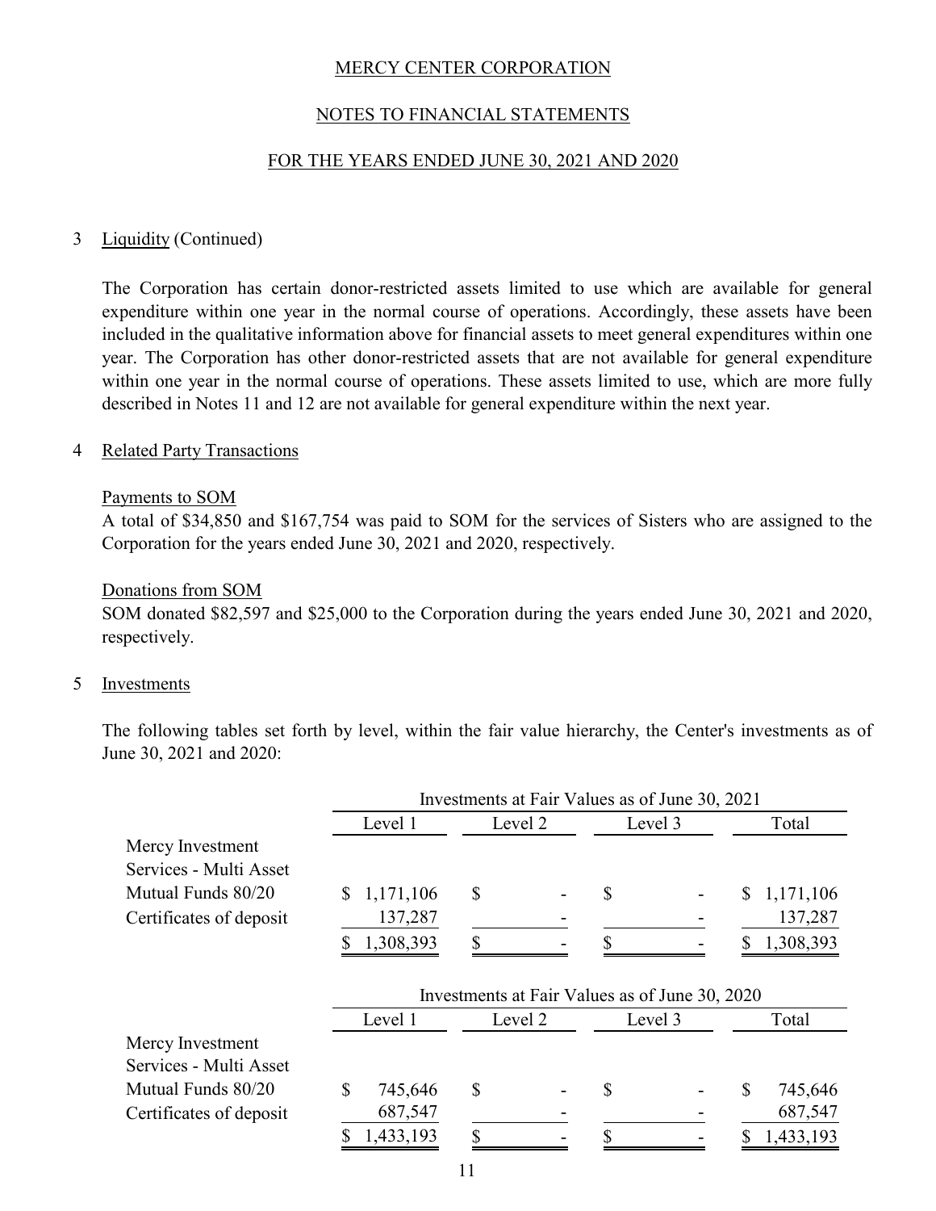MERCY CENTER CORPORATION

NOTES TO FINANCIAL STATEMENTS

FOR THE YEARS ENDED JUNE 30, 2021 AND 2020

## 3 Liquidity (Continued)

The Corporation has certain donor-restricted assets limited to use which are available for general expenditure within one year in the normal course of operations. Accordingly, these assets have been included in the qualitative information above for financial assets to meet general expenditures within one year. The Corporation has other donor-restricted assets that are not available for general expenditure within one year in the normal course of operations. These assets limited to use, which are more fully described in Notes 11 and 12 are not available for general expenditure within the next year.

## 4 Related Party Transactions

### Payments to SOM

A total of \$34,850 and \$167,754 was paid to SOM for the services of Sisters who are assigned to the Corporation for the years ended June 30, 2021 and 2020, respectively.

### Donations from SOM

SOM donated \$82,597 and \$25,000 to the Corporation during the years ended June 30, 2021 and 2020, respectively.

## 5 Investments

The following tables set forth by level, within the fair value hierarchy, the Center's investments as of June 30, 2021 and 2020:

| | Investments at Fair Values as of June 30, 2021 | | | |
|---|---|---|---|---|
| | Level 1 | Level 2 | Level 3 | Total |
| Mercy Investment Services - Multi Asset Mutual Funds 80/20 | $ 1,171,106 | $ - | $ - | $ 1,171,106 |
| Certificates of deposit | 137,287 | - | - | 137,287 |
| | $ 1,308,393 | $ - | $ - | $ 1,308,393 |

| | Investments at Fair Values as of June 30, 2020 | | | |
|---|---|---|---|---|
| | Level 1 | Level 2 | Level 3 | Total |
| Mercy Investment Services - Multi Asset Mutual Funds 80/20 | $ 745,646 | $ - | $ - | $ 745,646 |
| Certificates of deposit | 687,547 | - | - | 687,547 |
| | $ 1,433,193 | $ - | $ - | $ 1,433,193 |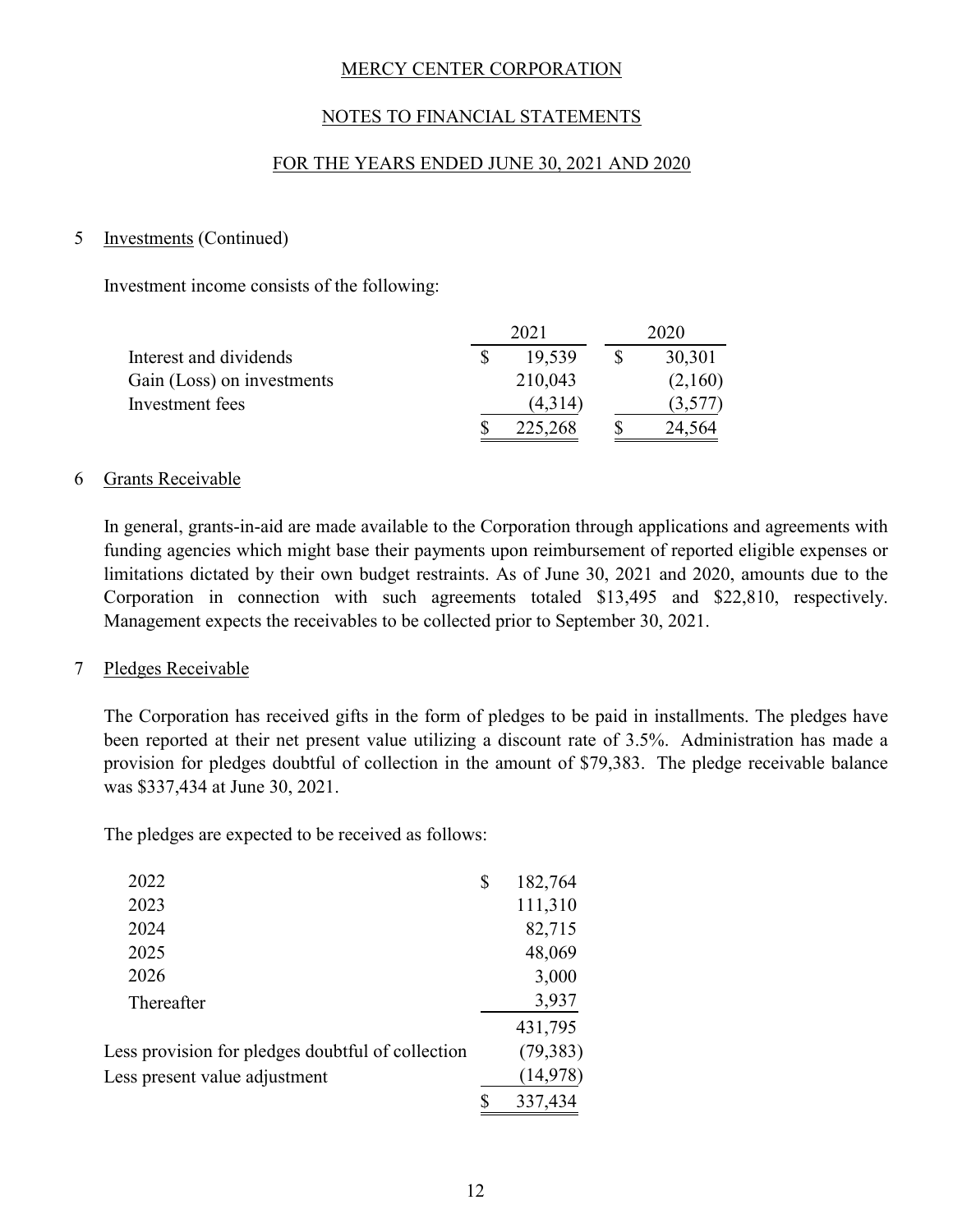MERCY CENTER CORPORATION

NOTES TO FINANCIAL STATEMENTS

FOR THE YEARS ENDED JUNE 30, 2021 AND 2020

## 5 Investments (Continued)

Investment income consists of the following:

| | 2021 | 2020 |
|---|---|---|
| Interest and dividends | $ 19,539 | $ 30,301 |
| Gain (Loss) on investments | 210,043 | (2,160) |
| Investment fees | (4,314) | (3,577) |
| | $ 225,268 | $ 24,564 |

## 6 Grants Receivable

In general, grants-in-aid are made available to the Corporation through applications and agreements with funding agencies which might base their payments upon reimbursement of reported eligible expenses or limitations dictated by their own budget restraints. As of June 30, 2021 and 2020, amounts due to the Corporation in connection with such agreements totaled $13,495 and $22,810, respectively. Management expects the receivables to be collected prior to September 30, 2021.

## 7 Pledges Receivable

The Corporation has received gifts in the form of pledges to be paid in installments. The pledges have been reported at their net present value utilizing a discount rate of 3.5%. Administration has made a provision for pledges doubtful of collection in the amount of $79,383. The pledge receivable balance was $337,434 at June 30, 2021.

The pledges are expected to be received as follows:

| | |
|---|---|
| 2022 | $ 182,764 |
| 2023 | 111,310 |
| 2024 | 82,715 |
| 2025 | 48,069 |
| 2026 | 3,000 |
| Thereafter | 3,937 |
| | 431,795 |
| Less provision for pledges doubtful of collection | (79,383) |
| Less present value adjustment | (14,978) |
| | $ 337,434 |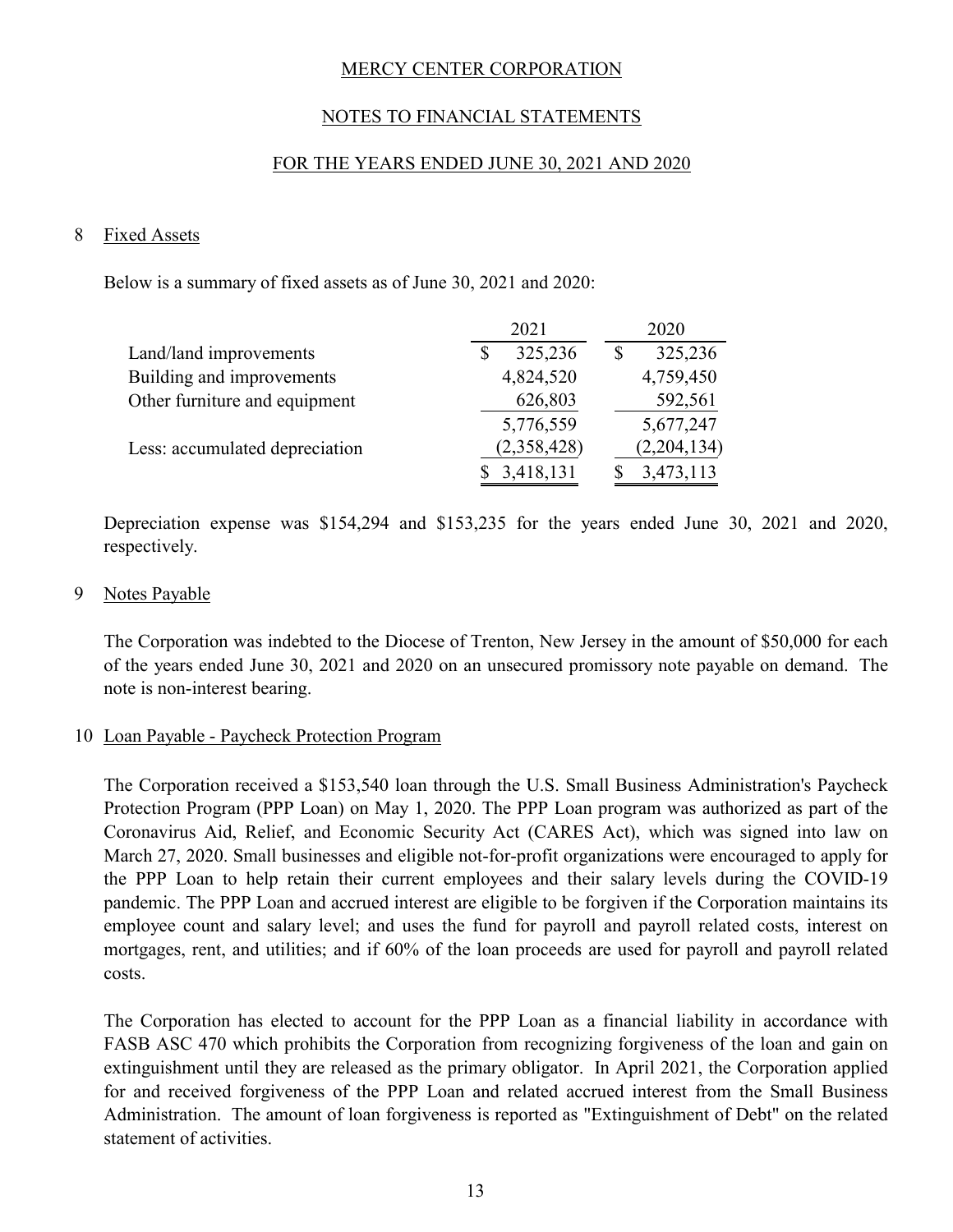MERCY CENTER CORPORATION

NOTES TO FINANCIAL STATEMENTS

FOR THE YEARS ENDED JUNE 30, 2021 AND 2020

## 8 Fixed Assets

Below is a summary of fixed assets as of June 30, 2021 and 2020:

| | 2021 | 2020 |
|---|---|---|
| Land/land improvements | $ 325,236 | $ 325,236 |
| Building and improvements | 4,824,520 | 4,759,450 |
| Other furniture and equipment | 626,803 | 592,561 |
| | 5,776,559 | 5,677,247 |
| Less: accumulated depreciation | (2,358,428) | (2,204,134) |
| | $ 3,418,131 | $ 3,473,113 |

Depreciation expense was $154,294 and $153,235 for the years ended June 30, 2021 and 2020, respectively.

## 9 Notes Payable

The Corporation was indebted to the Diocese of Trenton, New Jersey in the amount of $50,000 for each of the years ended June 30, 2021 and 2020 on an unsecured promissory note payable on demand. The note is non-interest bearing.

## 10 Loan Payable - Paycheck Protection Program

The Corporation received a $153,540 loan through the U.S. Small Business Administration's Paycheck Protection Program (PPP Loan) on May 1, 2020. The PPP Loan program was authorized as part of the Coronavirus Aid, Relief, and Economic Security Act (CARES Act), which was signed into law on March 27, 2020. Small businesses and eligible not-for-profit organizations were encouraged to apply for the PPP Loan to help retain their current employees and their salary levels during the COVID-19 pandemic. The PPP Loan and accrued interest are eligible to be forgiven if the Corporation maintains its employee count and salary level; and uses the fund for payroll and payroll related costs, interest on mortgages, rent, and utilities; and if 60% of the loan proceeds are used for payroll and payroll related costs.

The Corporation has elected to account for the PPP Loan as a financial liability in accordance with FASB ASC 470 which prohibits the Corporation from recognizing forgiveness of the loan and gain on extinguishment until they are released as the primary obligator. In April 2021, the Corporation applied for and received forgiveness of the PPP Loan and related accrued interest from the Small Business Administration. The amount of loan forgiveness is reported as "Extinguishment of Debt" on the related statement of activities.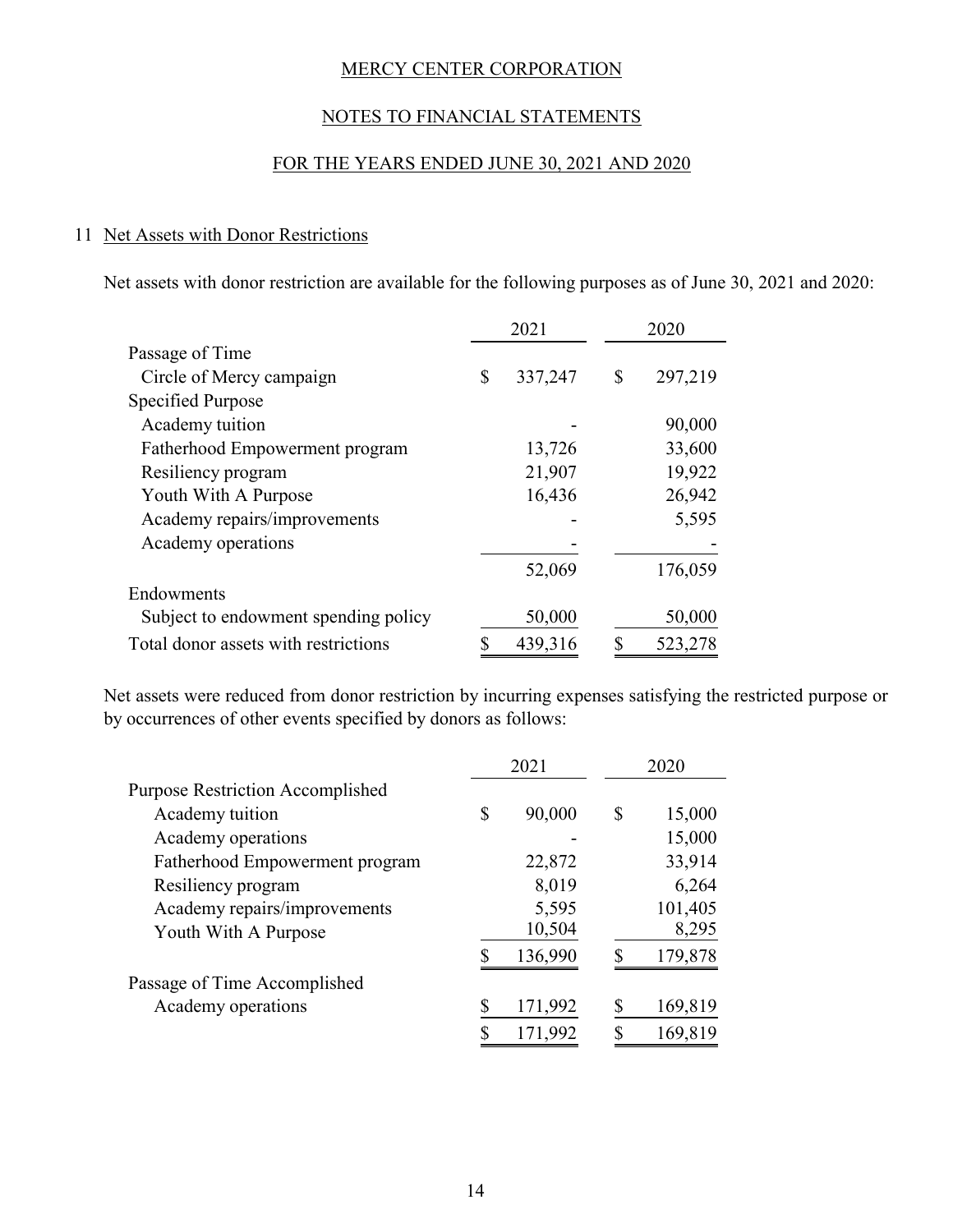MERCY CENTER CORPORATION

NOTES TO FINANCIAL STATEMENTS

FOR THE YEARS ENDED JUNE 30, 2021 AND 2020

## 11 Net Assets with Donor Restrictions

Net assets with donor restriction are available for the following purposes as of June 30, 2021 and 2020:

| | 2021 | 2020 |
|---|---|---|
| Passage of Time | | |
| Circle of Mercy campaign | $ 337,247 | $ 297,219 |
| Specified Purpose | | |
| Academy tuition | - | 90,000 |
| Fatherhood Empowerment program | 13,726 | 33,600 |
| Resiliency program | 21,907 | 19,922 |
| Youth With A Purpose | 16,436 | 26,942 |
| Academy repairs/improvements | - | 5,595 |
| Academy operations | - | - |
| | 52,069 | 176,059 |
| Endowments | | |
| Subject to endowment spending policy | 50,000 | 50,000 |
| Total donor assets with restrictions | $ 439,316 | $ 523,278 |

Net assets were reduced from donor restriction by incurring expenses satisfying the restricted purpose or by occurrences of other events specified by donors as follows:

| | 2021 | 2020 |
|---|---|---|
| Purpose Restriction Accomplished | | |
| Academy tuition | $ 90,000 | $ 15,000 |
| Academy operations | - | 15,000 |
| Fatherhood Empowerment program | 22,872 | 33,914 |
| Resiliency program | 8,019 | 6,264 |
| Academy repairs/improvements | 5,595 | 101,405 |
| Youth With A Purpose | 10,504 | 8,295 |
| | $ 136,990 | $ 179,878 |
| Passage of Time Accomplished | | |
| Academy operations | $ 171,992 | $ 169,819 |
| | $ 171,992 | $ 169,819 |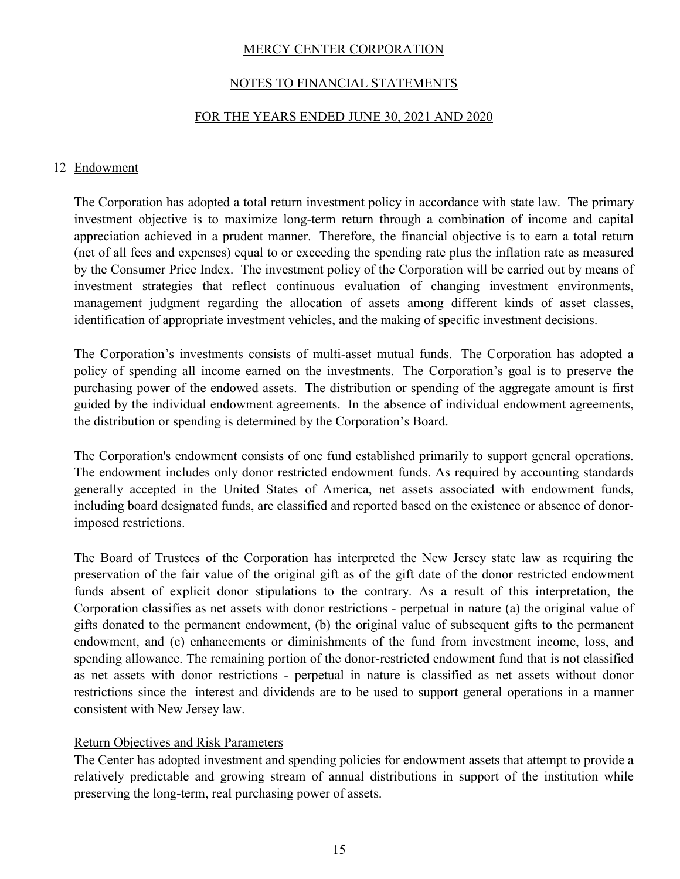MERCY CENTER CORPORATION

NOTES TO FINANCIAL STATEMENTS

FOR THE YEARS ENDED JUNE 30, 2021 AND 2020

## 12 Endowment

The Corporation has adopted a total return investment policy in accordance with state law. The primary investment objective is to maximize long-term return through a combination of income and capital appreciation achieved in a prudent manner. Therefore, the financial objective is to earn a total return (net of all fees and expenses) equal to or exceeding the spending rate plus the inflation rate as measured by the Consumer Price Index. The investment policy of the Corporation will be carried out by means of investment strategies that reflect continuous evaluation of changing investment environments, management judgment regarding the allocation of assets among different kinds of asset classes, identification of appropriate investment vehicles, and the making of specific investment decisions.

The Corporation's investments consists of multi-asset mutual funds. The Corporation has adopted a policy of spending all income earned on the investments. The Corporation's goal is to preserve the purchasing power of the endowed assets. The distribution or spending of the aggregate amount is first guided by the individual endowment agreements. In the absence of individual endowment agreements, the distribution or spending is determined by the Corporation's Board.

The Corporation's endowment consists of one fund established primarily to support general operations. The endowment includes only donor restricted endowment funds. As required by accounting standards generally accepted in the United States of America, net assets associated with endowment funds, including board designated funds, are classified and reported based on the existence or absence of donor-imposed restrictions.

The Board of Trustees of the Corporation has interpreted the New Jersey state law as requiring the preservation of the fair value of the original gift as of the gift date of the donor restricted endowment funds absent of explicit donor stipulations to the contrary. As a result of this interpretation, the Corporation classifies as net assets with donor restrictions - perpetual in nature (a) the original value of gifts donated to the permanent endowment, (b) the original value of subsequent gifts to the permanent endowment, and (c) enhancements or diminishments of the fund from investment income, loss, and spending allowance. The remaining portion of the donor-restricted endowment fund that is not classified as net assets with donor restrictions - perpetual in nature is classified as net assets without donor restrictions since the interest and dividends are to be used to support general operations in a manner consistent with New Jersey law.

### Return Objectives and Risk Parameters

The Center has adopted investment and spending policies for endowment assets that attempt to provide a relatively predictable and growing stream of annual distributions in support of the institution while preserving the long-term, real purchasing power of assets.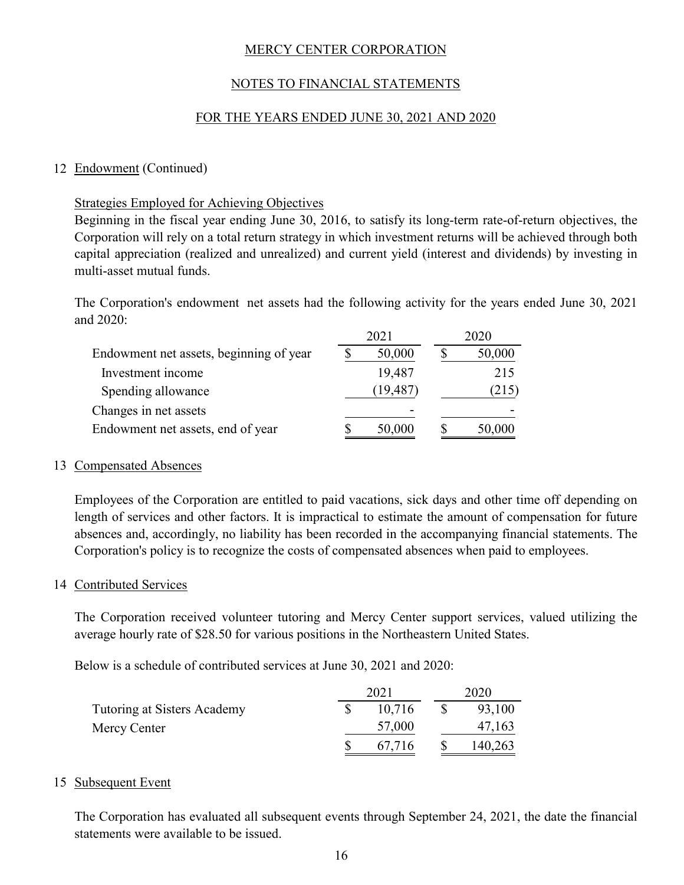MERCY CENTER CORPORATION

NOTES TO FINANCIAL STATEMENTS

FOR THE YEARS ENDED JUNE 30, 2021 AND 2020

## 12 Endowment (Continued)

### Strategies Employed for Achieving Objectives

Beginning in the fiscal year ending June 30, 2016, to satisfy its long-term rate-of-return objectives, the Corporation will rely on a total return strategy in which investment returns will be achieved through both capital appreciation (realized and unrealized) and current yield (interest and dividends) by investing in multi-asset mutual funds.

The Corporation's endowment net assets had the following activity for the years ended June 30, 2021 and 2020:

| | 2021 | 2020 |
|---|---|---|
| Endowment net assets, beginning of year | $ 50,000 | $ 50,000 |
| Investment income | 19,487 | 215 |
| Spending allowance | (19,487) | (215) |
| Changes in net assets | - | - |
| Endowment net assets, end of year | $ 50,000 | $ 50,000 |

## 13 Compensated Absences

Employees of the Corporation are entitled to paid vacations, sick days and other time off depending on length of services and other factors. It is impractical to estimate the amount of compensation for future absences and, accordingly, no liability has been recorded in the accompanying financial statements. The Corporation's policy is to recognize the costs of compensated absences when paid to employees.

## 14 Contributed Services

The Corporation received volunteer tutoring and Mercy Center support services, valued utilizing the average hourly rate of $28.50 for various positions in the Northeastern United States.

Below is a schedule of contributed services at June 30, 2021 and 2020:

| | 2021 | 2020 |
|---|---|---|
| Tutoring at Sisters Academy | $ 10,716 | $ 93,100 |
| Mercy Center | 57,000 | 47,163 |
| | $ 67,716 | $ 140,263 |

## 15 Subsequent Event

The Corporation has evaluated all subsequent events through September 24, 2021, the date the financial statements were available to be issued.